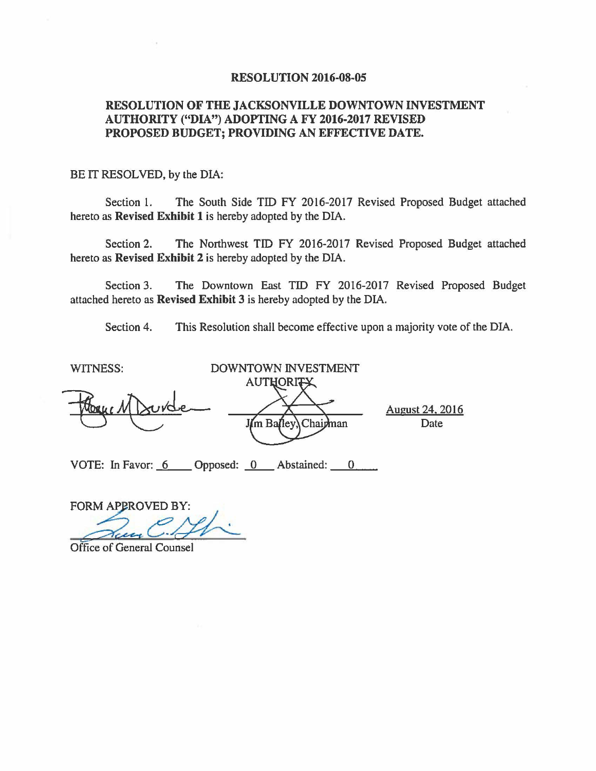**RESOLUTION 2016-08-05**

**RESOLUTION OF THE JACKSONVILLE DOWNTOWN INVESTMENT AUTHORITY ("DIA") ADOPTING A FY 2016-2017 REVISED PROPOSED BUDGET; PROVIDING AN EFFECTIVE DATE.**

BE IT RESOLVED, by the DIA:

Section 1. The South Side TID FY 2016-2017 Revised Proposed Budget attached hereto as **Revised Exhibit 1** is hereby adopted by the DIA.

Section 2. The Northwest TID FY 2016-2017 Revised Proposed Budget attached hereto as **Revised Exhibit 2** is hereby adopted by the DIA.

Section 3. The Downtown East TID FY 2016-2017 Revised Proposed Budget attached hereto as **Revised Exhibit 3** is hereby adopted by the DIA.

Section 4. This Resolution shall become effective upon a majority vote of the DIA.

WITNESS:

DOWNTOWN INVESTMENT AUTHORITY

Jim Bailey, Chairman

August 24, 2016
Date

VOTE: In Favor: 6 Opposed: 0 Abstained: 0

FORM APPROVED BY:

Office of General Counsel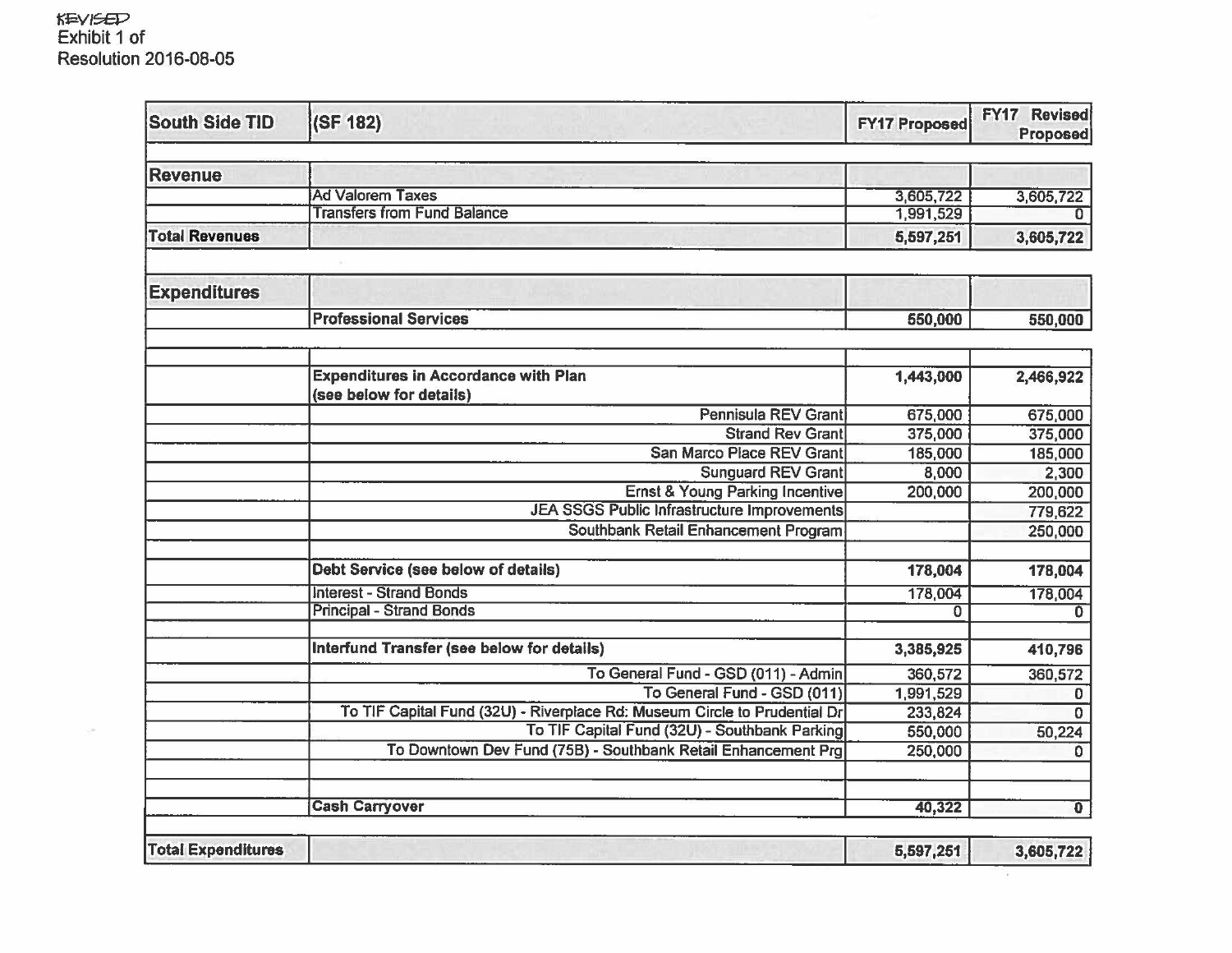REVISED
Exhibit 1 of
Resolution 2016-08-05

| South Side TID | (SF 182) | FY17 Proposed | FY17 Revised Proposed |
|---|---|---|---|
| **Revenue** | | | |
| | Ad Valorem Taxes | 3,605,722 | 3,605,722 |
| | Transfers from Fund Balance | 1,991,529 | 0 |
| **Total Revenues** | | **5,597,251** | **3,605,722** |
| | | | |
| **Expenditures** | | | |
| | **Professional Services** | **550,000** | **550,000** |
| | | | |
| | **Expenditures in Accordance with Plan (see below for details)** | **1,443,000** | **2,466,922** |
| | Pennisula REV Grant | 675,000 | 675,000 |
| | Strand Rev Grant | 375,000 | 375,000 |
| | San Marco Place REV Grant | 185,000 | 185,000 |
| | Sunguard REV Grant | 8,000 | 2,300 |
| | Ernst & Young Parking Incentive | 200,000 | 200,000 |
| | JEA SSGS Public Infrastructure Improvements | | 779,622 |
| | Southbank Retail Enhancement Program | | 250,000 |
| | | | |
| | **Debt Service (see below of details)** | **178,004** | **178,004** |
| | Interest - Strand Bonds | 178,004 | 178,004 |
| | Principal - Strand Bonds | 0 | 0 |
| | | | |
| | **Interfund Transfer (see below for details)** | **3,385,925** | **410,796** |
| | To General Fund - GSD (011) - Admin | 360,572 | 360,572 |
| | To General Fund - GSD (011) | 1,991,529 | 0 |
| | To TIF Capital Fund (32U) - Riverplace Rd: Museum Circle to Prudential Dr | 233,824 | 0 |
| | To TIF Capital Fund (32U) - Southbank Parking | 550,000 | 50,224 |
| | To Downtown Dev Fund (75B) - Southbank Retail Enhancement Prg | 250,000 | 0 |
| | | | |
| | **Cash Carryover** | **40,322** | **0** |
| | | | |
| **Total Expenditures** | | **5,597,251** | **3,605,722** |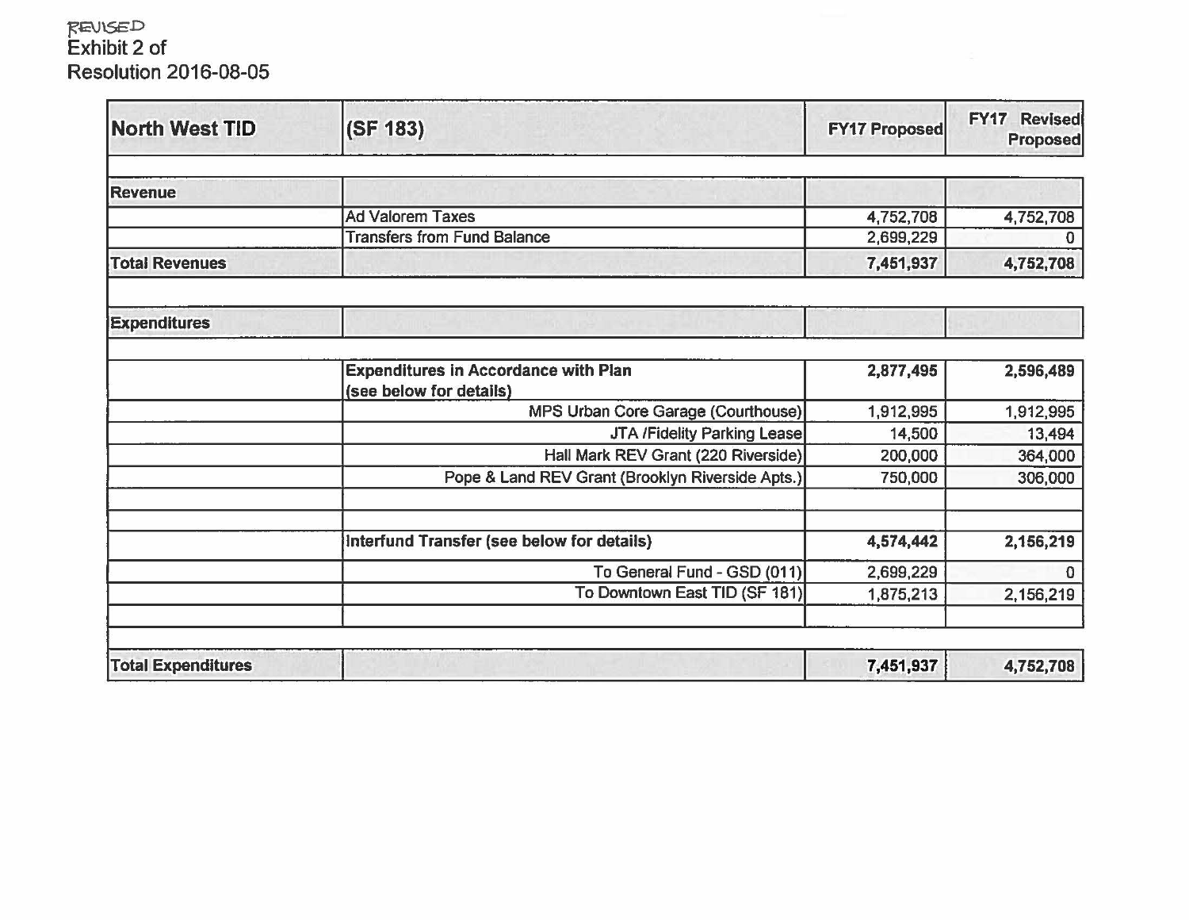REVISED
Exhibit 2 of
Resolution 2016-08-05

| North West TID | (SF 183) | FY17 Proposed | FY17 Revised Proposed |
|---|---|---|---|
| | | | |
| **Revenue** | | | |
| | Ad Valorem Taxes | 4,752,708 | 4,752,708 |
| | Transfers from Fund Balance | 2,699,229 | 0 |
| **Total Revenues** | | **7,451,937** | **4,752,708** |
| | | | |
| **Expenditures** | | | |
| | | | |
| | **Expenditures in Accordance with Plan (see below for details)** | **2,877,495** | **2,596,489** |
| | MPS Urban Core Garage (Courthouse) | 1,912,995 | 1,912,995 |
| | JTA /Fidelity Parking Lease | 14,500 | 13,494 |
| | Hall Mark REV Grant (220 Riverside) | 200,000 | 364,000 |
| | Pope & Land REV Grant (Brooklyn Riverside Apts.) | 750,000 | 306,000 |
| | | | |
| | | | |
| | **Interfund Transfer (see below for details)** | **4,574,442** | **2,156,219** |
| | To General Fund - GSD (011) | 2,699,229 | 0 |
| | To Downtown East TID (SF 181) | 1,875,213 | 2,156,219 |
| | | | |
| | | | |
| **Total Expenditures** | | **7,451,937** | **4,752,708** |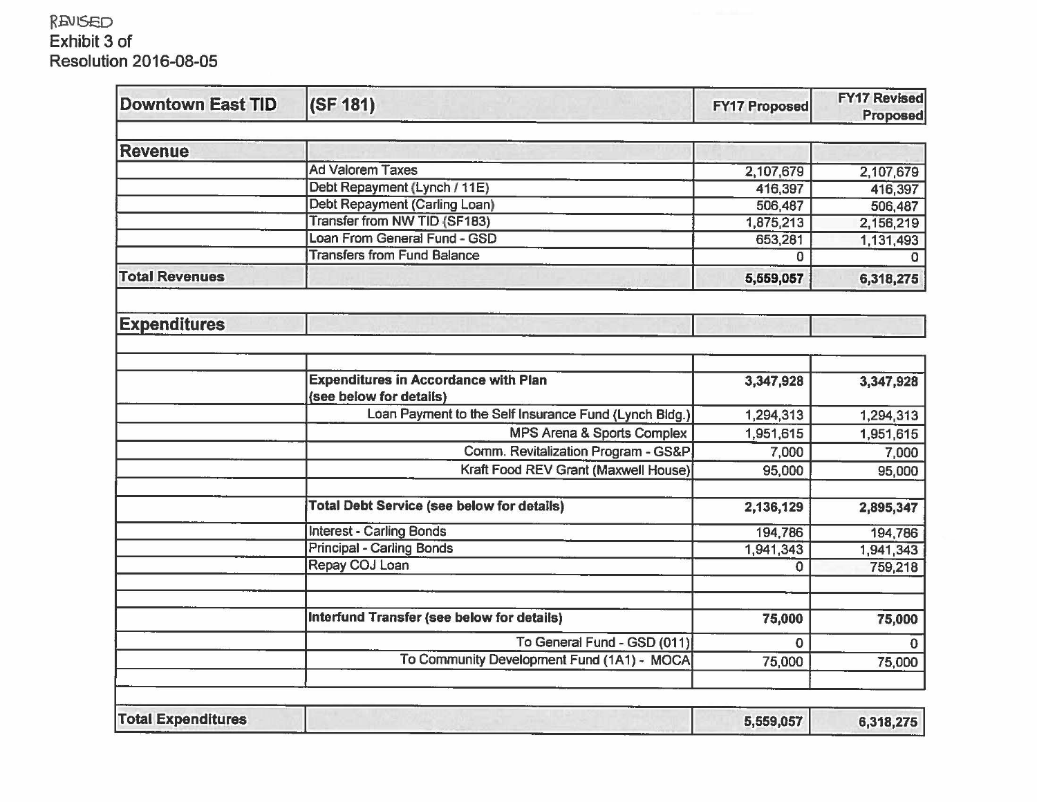REVISED
Exhibit 3 of
Resolution 2016-08-05

| Downtown East TID | (SF 181) | FY17 Proposed | FY17 Revised Proposed |
|---|---|---|---|
| | | | |
| **Revenue** | | | |
| | Ad Valorem Taxes | 2,107,679 | 2,107,679 |
| | Debt Repayment (Lynch / 11E) | 416,397 | 416,397 |
| | Debt Repayment (Carling Loan) | 506,487 | 506,487 |
| | Transfer from NW TID (SF183) | 1,875,213 | 2,156,219 |
| | Loan From General Fund - GSD | 653,281 | 1,131,493 |
| | Transfers from Fund Balance | 0 | 0 |
| **Total Revenues** | | **5,559,057** | **6,318,275** |
| | | | |
| **Expenditures** | | | |
| | | | |
| | | | |
| | **Expenditures in Accordance with Plan (see below for details)** | **3,347,928** | **3,347,928** |
| | Loan Payment to the Self Insurance Fund (Lynch Bldg.) | 1,294,313 | 1,294,313 |
| | MPS Arena & Sports Complex | 1,951,615 | 1,951,615 |
| | Comm. Revitalization Program - GS&P | 7,000 | 7,000 |
| | Kraft Food REV Grant (Maxwell House) | 95,000 | 95,000 |
| | | | |
| | **Total Debt Service (see below for details)** | **2,136,129** | **2,895,347** |
| | Interest - Carling Bonds | 194,786 | 194,786 |
| | Principal - Carling Bonds | 1,941,343 | 1,941,343 |
| | Repay COJ Loan | 0 | 759,218 |
| | | | |
| | | | |
| | **Interfund Transfer (see below for details)** | **75,000** | **75,000** |
| | To General Fund - GSD (011) | 0 | 0 |
| | To Community Development Fund (1A1) - MOCA | 75,000 | 75,000 |
| | | | |
| | | | |
| **Total Expenditures** | | **5,559,057** | **6,318,275** |